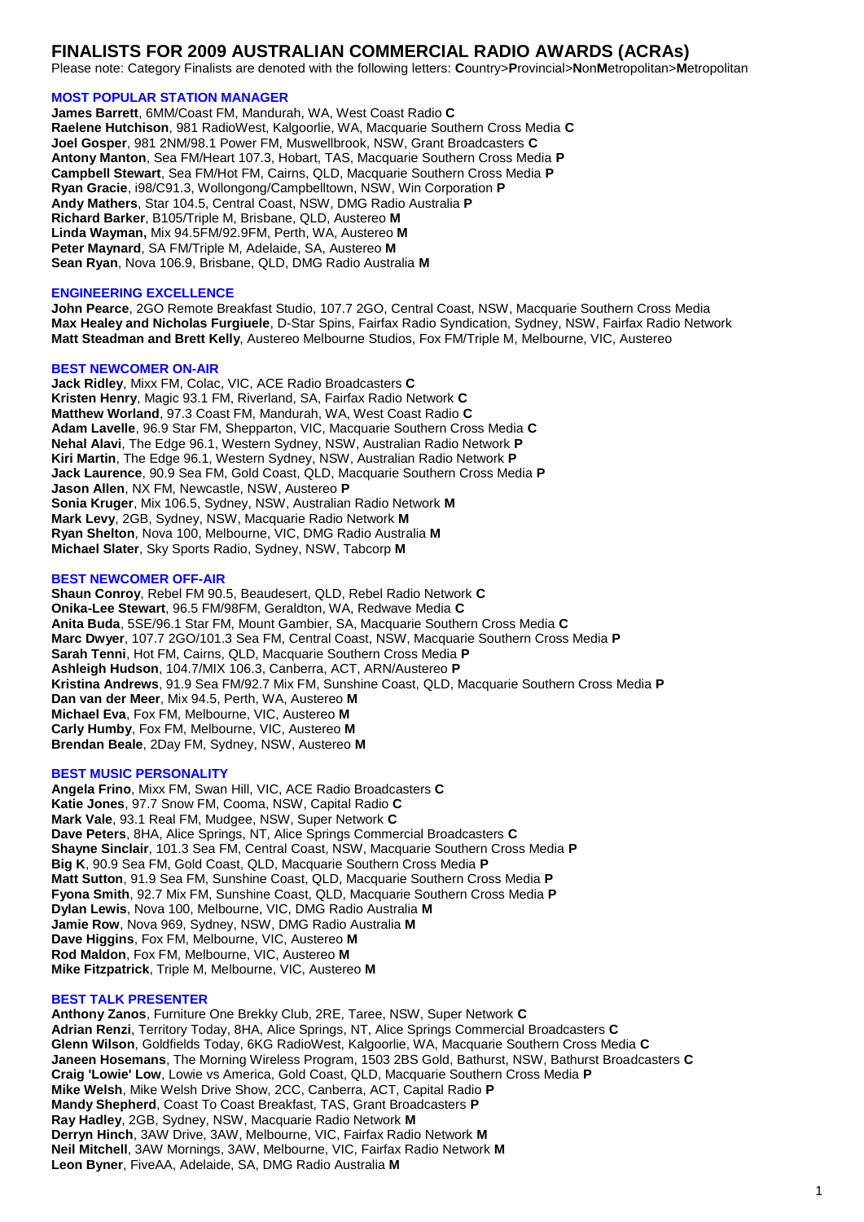# FINALISTS FOR 2009 AUSTRALIAN COMMERCIAL RADIO AWARDS (ACRAs)

Please note: Category Finalists are denoted with the following letters: **C**ountry>**P**rovincial>**N**on**M**etropolitan>**M**etropolitan

## MOST POPULAR STATION MANAGER

**James Barrett**, 6MM/Coast FM, Mandurah, WA, West Coast Radio **C**
**Raelene Hutchison**, 981 RadioWest, Kalgoorlie, WA, Macquarie Southern Cross Media **C**
**Joel Gosper**, 981 2NM/98.1 Power FM, Muswellbrook, NSW, Grant Broadcasters **C**
**Antony Manton**, Sea FM/Heart 107.3, Hobart, TAS, Macquarie Southern Cross Media **P**
**Campbell Stewart**, Sea FM/Hot FM, Cairns, QLD, Macquarie Southern Cross Media **P**
**Ryan Gracie**, i98/C91.3, Wollongong/Campbelltown, NSW, Win Corporation **P**
**Andy Mathers**, Star 104.5, Central Coast, NSW, DMG Radio Australia **P**
**Richard Barker**, B105/Triple M, Brisbane, QLD, Austereo **M**
**Linda Wayman,** Mix 94.5FM/92.9FM, Perth, WA, Austereo **M**
**Peter Maynard**, SA FM/Triple M, Adelaide, SA, Austereo **M**
**Sean Ryan**, Nova 106.9, Brisbane, QLD, DMG Radio Australia **M**

## ENGINEERING EXCELLENCE

**John Pearce**, 2GO Remote Breakfast Studio, 107.7 2GO, Central Coast, NSW, Macquarie Southern Cross Media
**Max Healey and Nicholas Furgiuele**, D-Star Spins, Fairfax Radio Syndication, Sydney, NSW, Fairfax Radio Network
**Matt Steadman and Brett Kelly**, Austereo Melbourne Studios, Fox FM/Triple M, Melbourne, VIC, Austereo

## BEST NEWCOMER ON-AIR

**Jack Ridley**, Mixx FM, Colac, VIC, ACE Radio Broadcasters **C**
**Kristen Henry**, Magic 93.1 FM, Riverland, SA, Fairfax Radio Network **C**
**Matthew Worland**, 97.3 Coast FM, Mandurah, WA, West Coast Radio **C**
**Adam Lavelle**, 96.9 Star FM, Shepparton, VIC, Macquarie Southern Cross Media **C**
**Nehal Alavi**, The Edge 96.1, Western Sydney, NSW, Australian Radio Network **P**
**Kiri Martin**, The Edge 96.1, Western Sydney, NSW, Australian Radio Network **P**
**Jack Laurence**, 90.9 Sea FM, Gold Coast, QLD, Macquarie Southern Cross Media **P**
**Jason Allen**, NX FM, Newcastle, NSW, Austereo **P**
**Sonia Kruger**, Mix 106.5, Sydney, NSW, Australian Radio Network **M**
**Mark Levy**, 2GB, Sydney, NSW, Macquarie Radio Network **M**
**Ryan Shelton**, Nova 100, Melbourne, VIC, DMG Radio Australia **M**
**Michael Slater**, Sky Sports Radio, Sydney, NSW, Tabcorp **M**

## BEST NEWCOMER OFF-AIR

**Shaun Conroy**, Rebel FM 90.5, Beaudesert, QLD, Rebel Radio Network **C**
**Onika-Lee Stewart**, 96.5 FM/98FM, Geraldton, WA, Redwave Media **C**
**Anita Buda**, 5SE/96.1 Star FM, Mount Gambier, SA, Macquarie Southern Cross Media **C**
**Marc Dwyer**, 107.7 2GO/101.3 Sea FM, Central Coast, NSW, Macquarie Southern Cross Media **P**
**Sarah Tenni**, Hot FM, Cairns, QLD, Macquarie Southern Cross Media **P**
**Ashleigh Hudson**, 104.7/MIX 106.3, Canberra, ACT, ARN/Austereo **P**
**Kristina Andrews**, 91.9 Sea FM/92.7 Mix FM, Sunshine Coast, QLD, Macquarie Southern Cross Media **P**
**Dan van der Meer**, Mix 94.5, Perth, WA, Austereo **M**
**Michael Eva**, Fox FM, Melbourne, VIC, Austereo **M**
**Carly Humby**, Fox FM, Melbourne, VIC, Austereo **M**
**Brendan Beale**, 2Day FM, Sydney, NSW, Austereo **M**

## BEST MUSIC PERSONALITY

**Angela Frino**, Mixx FM, Swan Hill, VIC, ACE Radio Broadcasters **C**
**Katie Jones**, 97.7 Snow FM, Cooma, NSW, Capital Radio **C**
**Mark Vale**, 93.1 Real FM, Mudgee, NSW, Super Network **C**
**Dave Peters**, 8HA, Alice Springs, NT, Alice Springs Commercial Broadcasters **C**
**Shayne Sinclair**, 101.3 Sea FM, Central Coast, NSW, Macquarie Southern Cross Media **P**
**Big K**, 90.9 Sea FM, Gold Coast, QLD, Macquarie Southern Cross Media **P**
**Matt Sutton**, 91.9 Sea FM, Sunshine Coast, QLD, Macquarie Southern Cross Media **P**
**Fyona Smith**, 92.7 Mix FM, Sunshine Coast, QLD, Macquarie Southern Cross Media **P**
**Dylan Lewis**, Nova 100, Melbourne, VIC, DMG Radio Australia **M**
**Jamie Row**, Nova 969, Sydney, NSW, DMG Radio Australia **M**
**Dave Higgins**, Fox FM, Melbourne, VIC, Austereo **M**
**Rod Maldon**, Fox FM, Melbourne, VIC, Austereo **M**
**Mike Fitzpatrick**, Triple M, Melbourne, VIC, Austereo **M**

## BEST TALK PRESENTER

**Anthony Zanos**, Furniture One Brekky Club, 2RE, Taree, NSW, Super Network **C**
**Adrian Renzi**, Territory Today, 8HA, Alice Springs, NT, Alice Springs Commercial Broadcasters **C**
**Glenn Wilson**, Goldfields Today, 6KG RadioWest, Kalgoorlie, WA, Macquarie Southern Cross Media **C**
**Janeen Hosemans**, The Morning Wireless Program, 1503 2BS Gold, Bathurst, NSW, Bathurst Broadcasters **C**
**Craig 'Lowie' Low**, Lowie vs America, Gold Coast, QLD, Macquarie Southern Cross Media **P**
**Mike Welsh**, Mike Welsh Drive Show, 2CC, Canberra, ACT, Capital Radio **P**
**Mandy Shepherd**, Coast To Coast Breakfast, TAS, Grant Broadcasters **P**
**Ray Hadley**, 2GB, Sydney, NSW, Macquarie Radio Network **M**
**Derryn Hinch**, 3AW Drive, 3AW, Melbourne, VIC, Fairfax Radio Network **M**
**Neil Mitchell**, 3AW Mornings, 3AW, Melbourne, VIC, Fairfax Radio Network **M**
**Leon Byner**, FiveAA, Adelaide, SA, DMG Radio Australia **M**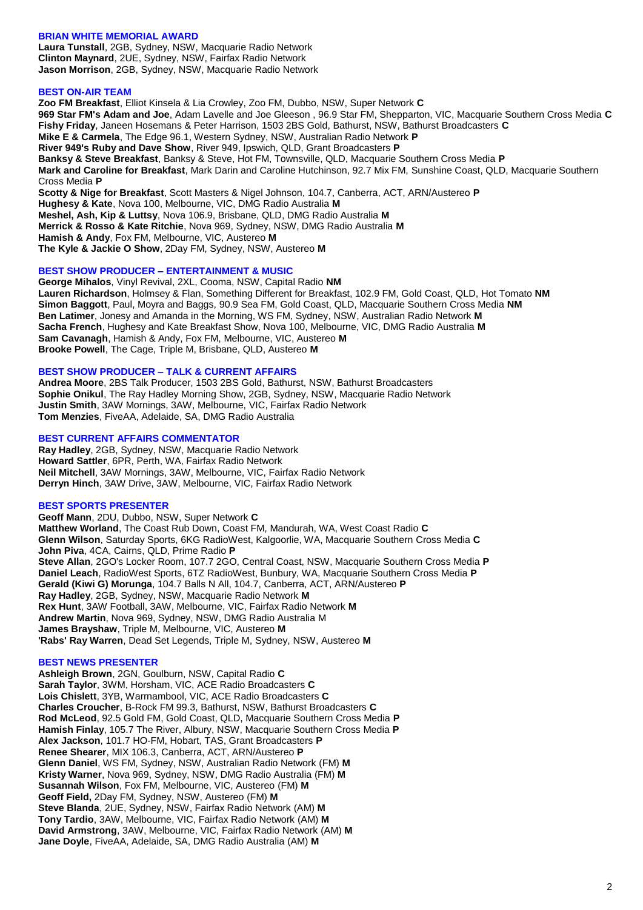### BRIAN WHITE MEMORIAL AWARD

**Laura Tunstall**, 2GB, Sydney, NSW, Macquarie Radio Network
**Clinton Maynard**, 2UE, Sydney, NSW, Fairfax Radio Network
**Jason Morrison**, 2GB, Sydney, NSW, Macquarie Radio Network

### BEST ON-AIR TEAM

**Zoo FM Breakfast**, Elliot Kinsela & Lia Crowley, Zoo FM, Dubbo, NSW, Super Network **C**
**969 Star FM's Adam and Joe**, Adam Lavelle and Joe Gleeson , 96.9 Star FM, Shepparton, VIC, Macquarie Southern Cross Media **C**
**Fishy Friday**, Janeen Hosemans & Peter Harrison, 1503 2BS Gold, Bathurst, NSW, Bathurst Broadcasters **C**
**Mike E & Carmela**, The Edge 96.1, Western Sydney, NSW, Australian Radio Network **P**
**River 949's Ruby and Dave Show**, River 949, Ipswich, QLD, Grant Broadcasters **P**
**Banksy & Steve Breakfast**, Banksy & Steve, Hot FM, Townsville, QLD, Macquarie Southern Cross Media **P**
**Mark and Caroline for Breakfast**, Mark Darin and Caroline Hutchinson, 92.7 Mix FM, Sunshine Coast, QLD, Macquarie Southern Cross Media **P**
**Scotty & Nige for Breakfast**, Scott Masters & Nigel Johnson, 104.7, Canberra, ACT, ARN/Austereo **P**
**Hughesy & Kate**, Nova 100, Melbourne, VIC, DMG Radio Australia **M**
**Meshel, Ash, Kip & Luttsy**, Nova 106.9, Brisbane, QLD, DMG Radio Australia **M**
**Merrick & Rosso & Kate Ritchie**, Nova 969, Sydney, NSW, DMG Radio Australia **M**
**Hamish & Andy**, Fox FM, Melbourne, VIC, Austereo **M**
**The Kyle & Jackie O Show**, 2Day FM, Sydney, NSW, Austereo **M**

### BEST SHOW PRODUCER – ENTERTAINMENT & MUSIC

**George Mihalos**, Vinyl Revival, 2XL, Cooma, NSW, Capital Radio **NM**
**Lauren Richardson**, Holmsey & Flan, Something Different for Breakfast, 102.9 FM, Gold Coast, QLD, Hot Tomato **NM**
**Simon Baggott**, Paul, Moyra and Baggs, 90.9 Sea FM, Gold Coast, QLD, Macquarie Southern Cross Media **NM**
**Ben Latimer**, Jonesy and Amanda in the Morning, WS FM, Sydney, NSW, Australian Radio Network **M**
**Sacha French**, Hughesy and Kate Breakfast Show, Nova 100, Melbourne, VIC, DMG Radio Australia **M**
**Sam Cavanagh**, Hamish & Andy, Fox FM, Melbourne, VIC, Austereo **M**
**Brooke Powell**, The Cage, Triple M, Brisbane, QLD, Austereo **M**

### BEST SHOW PRODUCER – TALK & CURRENT AFFAIRS

**Andrea Moore**, 2BS Talk Producer, 1503 2BS Gold, Bathurst, NSW, Bathurst Broadcasters
**Sophie Onikul**, The Ray Hadley Morning Show, 2GB, Sydney, NSW, Macquarie Radio Network
**Justin Smith**, 3AW Mornings, 3AW, Melbourne, VIC, Fairfax Radio Network
**Tom Menzies**, FiveAA, Adelaide, SA, DMG Radio Australia

### BEST CURRENT AFFAIRS COMMENTATOR

**Ray Hadley**, 2GB, Sydney, NSW, Macquarie Radio Network
**Howard Sattler**, 6PR, Perth, WA, Fairfax Radio Network
**Neil Mitchell**, 3AW Mornings, 3AW, Melbourne, VIC, Fairfax Radio Network
**Derryn Hinch**, 3AW Drive, 3AW, Melbourne, VIC, Fairfax Radio Network

### BEST SPORTS PRESENTER

**Geoff Mann**, 2DU, Dubbo, NSW, Super Network **C**
**Matthew Worland**, The Coast Rub Down, Coast FM, Mandurah, WA, West Coast Radio **C**
**Glenn Wilson**, Saturday Sports, 6KG RadioWest, Kalgoorlie, WA, Macquarie Southern Cross Media **C**
**John Piva**, 4CA, Cairns, QLD, Prime Radio **P**
**Steve Allan**, 2GO's Locker Room, 107.7 2GO, Central Coast, NSW, Macquarie Southern Cross Media **P**
**Daniel Leach**, RadioWest Sports, 6TZ RadioWest, Bunbury, WA, Macquarie Southern Cross Media **P**
**Gerald (Kiwi G) Morunga**, 104.7 Balls N All, 104.7, Canberra, ACT, ARN/Austereo **P**
**Ray Hadley**, 2GB, Sydney, NSW, Macquarie Radio Network **M**
**Rex Hunt**, 3AW Football, 3AW, Melbourne, VIC, Fairfax Radio Network **M**
**Andrew Martin**, Nova 969, Sydney, NSW, DMG Radio Australia M
**James Brayshaw**, Triple M, Melbourne, VIC, Austereo **M**
**'Rabs' Ray Warren**, Dead Set Legends, Triple M, Sydney, NSW, Austereo **M**

### BEST NEWS PRESENTER

**Ashleigh Brown**, 2GN, Goulburn, NSW, Capital Radio **C**
**Sarah Taylor**, 3WM, Horsham, VIC, ACE Radio Broadcasters **C**
**Lois Chislett**, 3YB, Warrnambool, VIC, ACE Radio Broadcasters **C**
**Charles Croucher**, B-Rock FM 99.3, Bathurst, NSW, Bathurst Broadcasters **C**
**Rod McLeod**, 92.5 Gold FM, Gold Coast, QLD, Macquarie Southern Cross Media **P**
**Hamish Finlay**, 105.7 The River, Albury, NSW, Macquarie Southern Cross Media **P**
**Alex Jackson**, 101.7 HO-FM, Hobart, TAS, Grant Broadcasters **P**
**Renee Shearer**, MIX 106.3, Canberra, ACT, ARN/Austereo **P**
**Glenn Daniel**, WS FM, Sydney, NSW, Australian Radio Network (FM) **M**
**Kristy Warner**, Nova 969, Sydney, NSW, DMG Radio Australia (FM) **M**
**Susannah Wilson**, Fox FM, Melbourne, VIC, Austereo (FM) **M**
**Geoff Field,** 2Day FM, Sydney, NSW, Austereo (FM) **M**
**Steve Blanda**, 2UE, Sydney, NSW, Fairfax Radio Network (AM) **M**
**Tony Tardio**, 3AW, Melbourne, VIC, Fairfax Radio Network (AM) **M**
**David Armstrong**, 3AW, Melbourne, VIC, Fairfax Radio Network (AM) **M**
**Jane Doyle**, FiveAA, Adelaide, SA, DMG Radio Australia (AM) **M**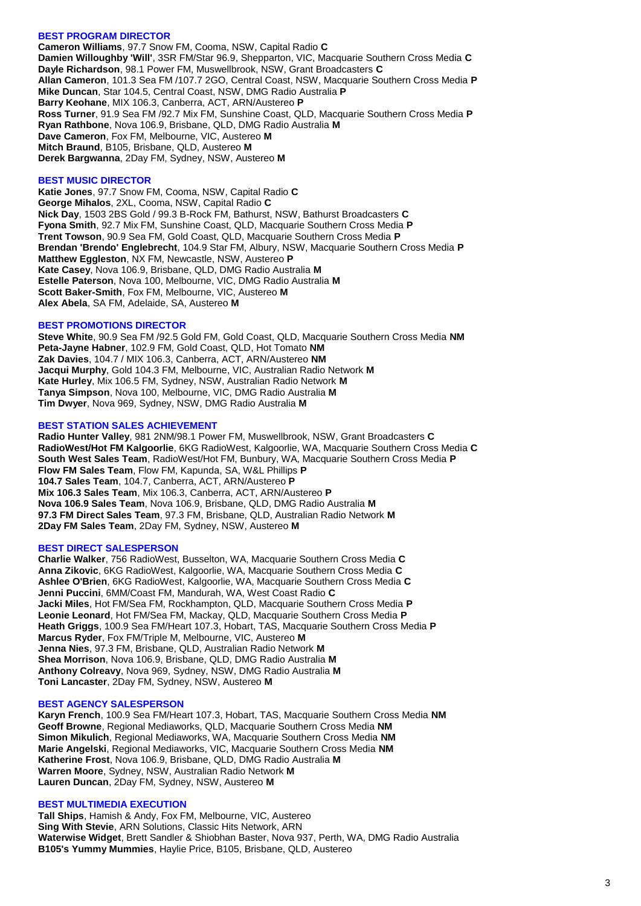### BEST PROGRAM DIRECTOR

**Cameron Williams**, 97.7 Snow FM, Cooma, NSW, Capital Radio **C**
**Damien Willoughby 'Will'**, 3SR FM/Star 96.9, Shepparton, VIC, Macquarie Southern Cross Media **C**
**Dayle Richardson**, 98.1 Power FM, Muswellbrook, NSW, Grant Broadcasters **C**
**Allan Cameron**, 101.3 Sea FM /107.7 2GO, Central Coast, NSW, Macquarie Southern Cross Media **P**
**Mike Duncan**, Star 104.5, Central Coast, NSW, DMG Radio Australia **P**
**Barry Keohane**, MIX 106.3, Canberra, ACT, ARN/Austereo **P**
**Ross Turner**, 91.9 Sea FM /92.7 Mix FM, Sunshine Coast, QLD, Macquarie Southern Cross Media **P**
**Ryan Rathbone**, Nova 106.9, Brisbane, QLD, DMG Radio Australia **M**
**Dave Cameron**, Fox FM, Melbourne, VIC, Austereo **M**
**Mitch Braund**, B105, Brisbane, QLD, Austereo **M**
**Derek Bargwanna**, 2Day FM, Sydney, NSW, Austereo **M**

### BEST MUSIC DIRECTOR

**Katie Jones**, 97.7 Snow FM, Cooma, NSW, Capital Radio **C**
**George Mihalos**, 2XL, Cooma, NSW, Capital Radio **C**
**Nick Day**, 1503 2BS Gold / 99.3 B-Rock FM, Bathurst, NSW, Bathurst Broadcasters **C**
**Fyona Smith**, 92.7 Mix FM, Sunshine Coast, QLD, Macquarie Southern Cross Media **P**
**Trent Towson**, 90.9 Sea FM, Gold Coast, QLD, Macquarie Southern Cross Media **P**
**Brendan 'Brendo' Englebrecht**, 104.9 Star FM, Albury, NSW, Macquarie Southern Cross Media **P**
**Matthew Eggleston**, NX FM, Newcastle, NSW, Austereo **P**
**Kate Casey**, Nova 106.9, Brisbane, QLD, DMG Radio Australia **M**
**Estelle Paterson**, Nova 100, Melbourne, VIC, DMG Radio Australia **M**
**Scott Baker-Smith**, Fox FM, Melbourne, VIC, Austereo **M**
**Alex Abela**, SA FM, Adelaide, SA, Austereo **M**

### BEST PROMOTIONS DIRECTOR

**Steve White**, 90.9 Sea FM /92.5 Gold FM, Gold Coast, QLD, Macquarie Southern Cross Media **NM**
**Peta-Jayne Habner**, 102.9 FM, Gold Coast, QLD, Hot Tomato **NM**
**Zak Davies**, 104.7 / MIX 106.3, Canberra, ACT, ARN/Austereo **NM**
**Jacqui Murphy**, Gold 104.3 FM, Melbourne, VIC, Australian Radio Network **M**
**Kate Hurley**, Mix 106.5 FM, Sydney, NSW, Australian Radio Network **M**
**Tanya Simpson**, Nova 100, Melbourne, VIC, DMG Radio Australia **M**
**Tim Dwyer**, Nova 969, Sydney, NSW, DMG Radio Australia **M**

### BEST STATION SALES ACHIEVEMENT

**Radio Hunter Valley**, 981 2NM/98.1 Power FM, Muswellbrook, NSW, Grant Broadcasters **C**
**RadioWest/Hot FM Kalgoorlie**, 6KG RadioWest, Kalgoorlie, WA, Macquarie Southern Cross Media **C**
**South West Sales Team**, RadioWest/Hot FM, Bunbury, WA, Macquarie Southern Cross Media **P**
**Flow FM Sales Team**, Flow FM, Kapunda, SA, W&L Phillips **P**
**104.7 Sales Team**, 104.7, Canberra, ACT, ARN/Austereo **P**
**Mix 106.3 Sales Team**, Mix 106.3, Canberra, ACT, ARN/Austereo **P**
**Nova 106.9 Sales Team**, Nova 106.9, Brisbane, QLD, DMG Radio Australia **M**
**97.3 FM Direct Sales Team**, 97.3 FM, Brisbane, QLD, Australian Radio Network **M**
**2Day FM Sales Team**, 2Day FM, Sydney, NSW, Austereo **M**

### BEST DIRECT SALESPERSON

**Charlie Walker**, 756 RadioWest, Busselton, WA, Macquarie Southern Cross Media **C**
**Anna Zikovic**, 6KG RadioWest, Kalgoorlie, WA, Macquarie Southern Cross Media **C**
**Ashlee O'Brien**, 6KG RadioWest, Kalgoorlie, WA, Macquarie Southern Cross Media **C**
**Jenni Puccini**, 6MM/Coast FM, Mandurah, WA, West Coast Radio **C**
**Jacki Miles**, Hot FM/Sea FM, Rockhampton, QLD, Macquarie Southern Cross Media **P**
**Leonie Leonard**, Hot FM/Sea FM, Mackay, QLD, Macquarie Southern Cross Media **P**
**Heath Griggs**, 100.9 Sea FM/Heart 107.3, Hobart, TAS, Macquarie Southern Cross Media **P**
**Marcus Ryder**, Fox FM/Triple M, Melbourne, VIC, Austereo **M**
**Jenna Nies**, 97.3 FM, Brisbane, QLD, Australian Radio Network **M**
**Shea Morrison**, Nova 106.9, Brisbane, QLD, DMG Radio Australia **M**
**Anthony Colreavy**, Nova 969, Sydney, NSW, DMG Radio Australia **M**
**Toni Lancaster**, 2Day FM, Sydney, NSW, Austereo **M**

### BEST AGENCY SALESPERSON

**Karyn French**, 100.9 Sea FM/Heart 107.3, Hobart, TAS, Macquarie Southern Cross Media **NM**
**Geoff Browne**, Regional Mediaworks, QLD, Macquarie Southern Cross Media **NM**
**Simon Mikulich**, Regional Mediaworks, WA, Macquarie Southern Cross Media **NM**
**Marie Angelski**, Regional Mediaworks, VIC, Macquarie Southern Cross Media **NM**
**Katherine Frost**, Nova 106.9, Brisbane, QLD, DMG Radio Australia **M**
**Warren Moore**, Sydney, NSW, Australian Radio Network **M**
**Lauren Duncan**, 2Day FM, Sydney, NSW, Austereo **M**

### BEST MULTIMEDIA EXECUTION

**Tall Ships**, Hamish & Andy, Fox FM, Melbourne, VIC, Austereo
**Sing With Stevie**, ARN Solutions, Classic Hits Network, ARN
**Waterwise Widget**, Brett Sandler & Shiobhan Baster, Nova 937, Perth, WA, DMG Radio Australia
**B105's Yummy Mummies**, Haylie Price, B105, Brisbane, QLD, Austereo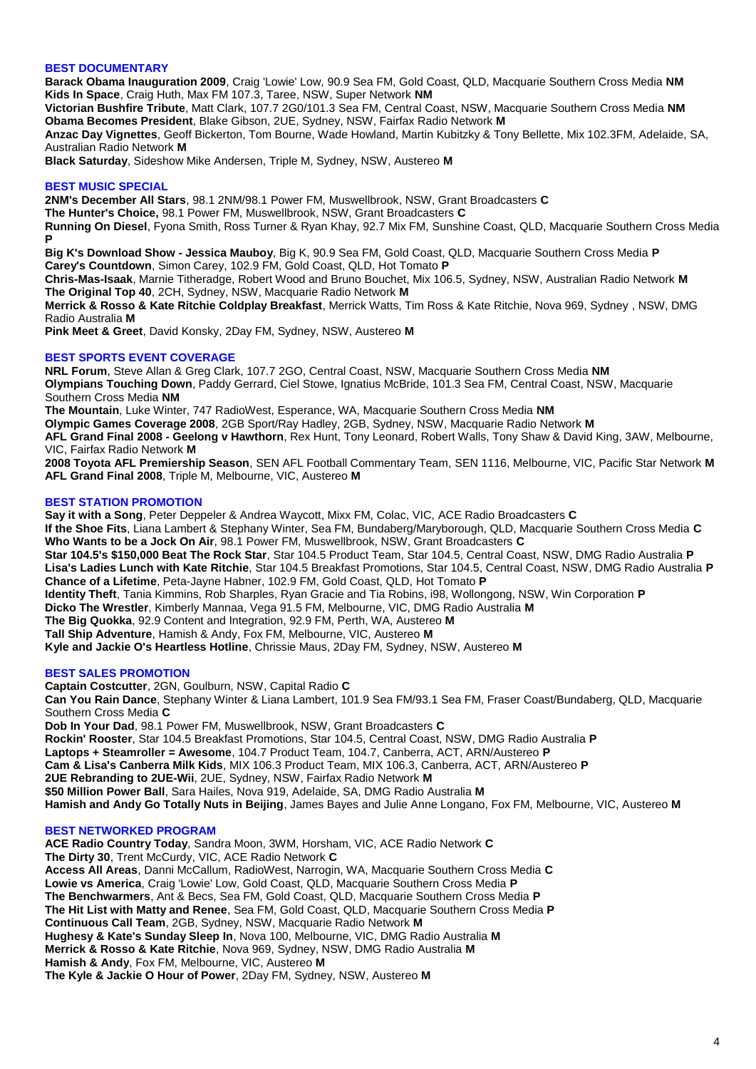## BEST DOCUMENTARY

**Barack Obama Inauguration 2009**, Craig 'Lowie' Low, 90.9 Sea FM, Gold Coast, QLD, Macquarie Southern Cross Media **NM**
**Kids In Space**, Craig Huth, Max FM 107.3, Taree, NSW, Super Network **NM**
**Victorian Bushfire Tribute**, Matt Clark, 107.7 2G0/101.3 Sea FM, Central Coast, NSW, Macquarie Southern Cross Media **NM**
**Obama Becomes President**, Blake Gibson, 2UE, Sydney, NSW, Fairfax Radio Network **M**
**Anzac Day Vignettes**, Geoff Bickerton, Tom Bourne, Wade Howland, Martin Kubitzky & Tony Bellette, Mix 102.3FM, Adelaide, SA, Australian Radio Network **M**
**Black Saturday**, Sideshow Mike Andersen, Triple M, Sydney, NSW, Austereo **M**

## BEST MUSIC SPECIAL

**2NM's December All Stars**, 98.1 2NM/98.1 Power FM, Muswellbrook, NSW, Grant Broadcasters **C**
**The Hunter's Choice,** 98.1 Power FM, Muswellbrook, NSW, Grant Broadcasters **C**
**Running On Diesel**, Fyona Smith, Ross Turner & Ryan Khay, 92.7 Mix FM, Sunshine Coast, QLD, Macquarie Southern Cross Media **P**
**Big K's Download Show - Jessica Mauboy**, Big K, 90.9 Sea FM, Gold Coast, QLD, Macquarie Southern Cross Media **P**
**Carey's Countdown**, Simon Carey, 102.9 FM, Gold Coast, QLD, Hot Tomato **P**
**Chris-Mas-Isaak**, Marnie Titheradge, Robert Wood and Bruno Bouchet, Mix 106.5, Sydney, NSW, Australian Radio Network **M**
**The Original Top 40**, 2CH, Sydney, NSW, Macquarie Radio Network **M**
**Merrick & Rosso & Kate Ritchie Coldplay Breakfast**, Merrick Watts, Tim Ross & Kate Ritchie, Nova 969, Sydney , NSW, DMG Radio Australia **M**
**Pink Meet & Greet**, David Konsky, 2Day FM, Sydney, NSW, Austereo **M**

## BEST SPORTS EVENT COVERAGE

**NRL Forum**, Steve Allan & Greg Clark, 107.7 2GO, Central Coast, NSW, Macquarie Southern Cross Media **NM**
**Olympians Touching Down**, Paddy Gerrard, Ciel Stowe, Ignatius McBride, 101.3 Sea FM, Central Coast, NSW, Macquarie Southern Cross Media **NM**
**The Mountain**, Luke Winter, 747 RadioWest, Esperance, WA, Macquarie Southern Cross Media **NM**
**Olympic Games Coverage 2008**, 2GB Sport/Ray Hadley, 2GB, Sydney, NSW, Macquarie Radio Network **M**
**AFL Grand Final 2008 - Geelong v Hawthorn**, Rex Hunt, Tony Leonard, Robert Walls, Tony Shaw & David King, 3AW, Melbourne, VIC, Fairfax Radio Network **M**
**2008 Toyota AFL Premiership Season**, SEN AFL Football Commentary Team, SEN 1116, Melbourne, VIC, Pacific Star Network **M**
**AFL Grand Final 2008**, Triple M, Melbourne, VIC, Austereo **M**

## BEST STATION PROMOTION

**Say it with a Song**, Peter Deppeler & Andrea Waycott, Mixx FM, Colac, VIC, ACE Radio Broadcasters **C**
**If the Shoe Fits**, Liana Lambert & Stephany Winter, Sea FM, Bundaberg/Maryborough, QLD, Macquarie Southern Cross Media **C**
**Who Wants to be a Jock On Air**, 98.1 Power FM, Muswellbrook, NSW, Grant Broadcasters **C**
**Star 104.5's $150,000 Beat The Rock Star**, Star 104.5 Product Team, Star 104.5, Central Coast, NSW, DMG Radio Australia **P**
**Lisa's Ladies Lunch with Kate Ritchie**, Star 104.5 Breakfast Promotions, Star 104.5, Central Coast, NSW, DMG Radio Australia **P**
**Chance of a Lifetime**, Peta-Jayne Habner, 102.9 FM, Gold Coast, QLD, Hot Tomato **P**
**Identity Theft**, Tania Kimmins, Rob Sharples, Ryan Gracie and Tia Robins, i98, Wollongong, NSW, Win Corporation **P**
**Dicko The Wrestler**, Kimberly Mannaa, Vega 91.5 FM, Melbourne, VIC, DMG Radio Australia **M**
**The Big Quokka**, 92.9 Content and Integration, 92.9 FM, Perth, WA, Austereo **M**
**Tall Ship Adventure**, Hamish & Andy, Fox FM, Melbourne, VIC, Austereo **M**
**Kyle and Jackie O's Heartless Hotline**, Chrissie Maus, 2Day FM, Sydney, NSW, Austereo **M**

## BEST SALES PROMOTION

**Captain Costcutter**, 2GN, Goulburn, NSW, Capital Radio **C**
**Can You Rain Dance**, Stephany Winter & Liana Lambert, 101.9 Sea FM/93.1 Sea FM, Fraser Coast/Bundaberg, QLD, Macquarie Southern Cross Media **C**
**Dob In Your Dad**, 98.1 Power FM, Muswellbrook, NSW, Grant Broadcasters **C**
**Rockin' Rooster**, Star 104.5 Breakfast Promotions, Star 104.5, Central Coast, NSW, DMG Radio Australia **P**
**Laptops + Steamroller = Awesome**, 104.7 Product Team, 104.7, Canberra, ACT, ARN/Austereo **P**
**Cam & Lisa's Canberra Milk Kids**, MIX 106.3 Product Team, MIX 106.3, Canberra, ACT, ARN/Austereo **P**
**2UE Rebranding to 2UE-Wii**, 2UE, Sydney, NSW, Fairfax Radio Network **M**
**$50 Million Power Ball**, Sara Hailes, Nova 919, Adelaide, SA, DMG Radio Australia **M**
**Hamish and Andy Go Totally Nuts in Beijing**, James Bayes and Julie Anne Longano, Fox FM, Melbourne, VIC, Austereo **M**

## BEST NETWORKED PROGRAM

**ACE Radio Country Today**, Sandra Moon, 3WM, Horsham, VIC, ACE Radio Network **C**
**The Dirty 30**, Trent McCurdy, VIC, ACE Radio Network **C**
**Access All Areas**, Danni McCallum, RadioWest, Narrogin, WA, Macquarie Southern Cross Media **C**
**Lowie vs America**, Craig 'Lowie' Low, Gold Coast, QLD, Macquarie Southern Cross Media **P**
**The Benchwarmers**, Ant & Becs, Sea FM, Gold Coast, QLD, Macquarie Southern Cross Media **P**
**The Hit List with Matty and Renee**, Sea FM, Gold Coast, QLD, Macquarie Southern Cross Media **P**
**Continuous Call Team**, 2GB, Sydney, NSW, Macquarie Radio Network **M**
**Hughesy & Kate's Sunday Sleep In**, Nova 100, Melbourne, VIC, DMG Radio Australia **M**
**Merrick & Rosso & Kate Ritchie**, Nova 969, Sydney, NSW, DMG Radio Australia **M**
**Hamish & Andy**, Fox FM, Melbourne, VIC, Austereo **M**
**The Kyle & Jackie O Hour of Power**, 2Day FM, Sydney, NSW, Austereo **M**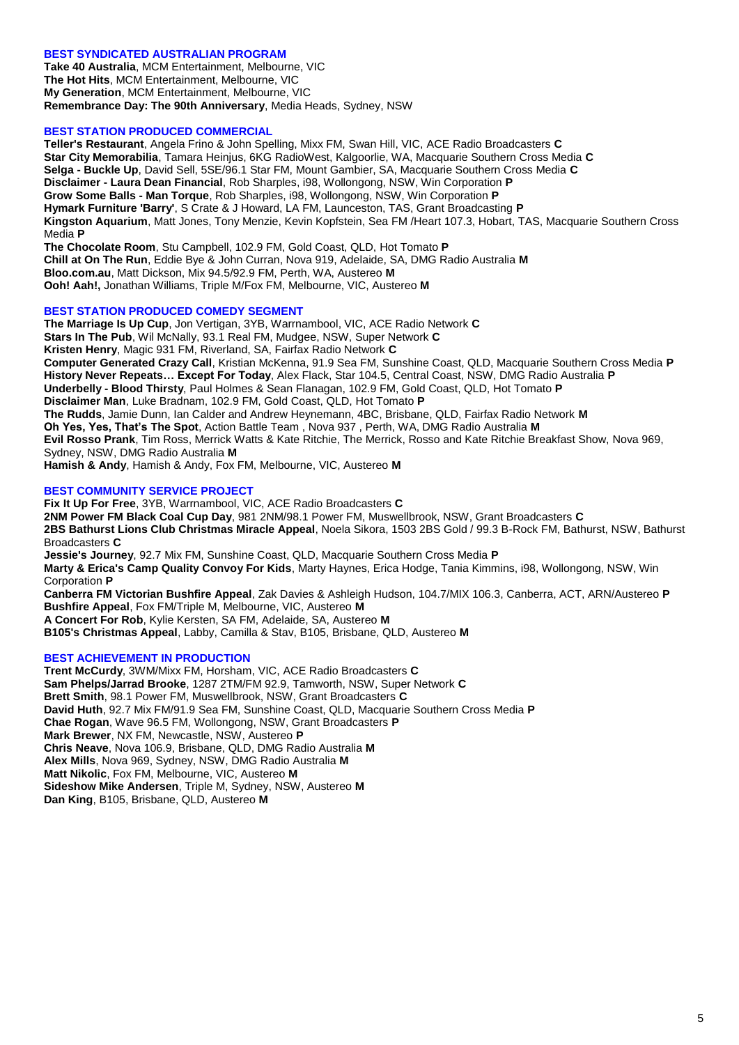### BEST SYNDICATED AUSTRALIAN PROGRAM

**Take 40 Australia**, MCM Entertainment, Melbourne, VIC
**The Hot Hits**, MCM Entertainment, Melbourne, VIC
**My Generation**, MCM Entertainment, Melbourne, VIC
**Remembrance Day: The 90th Anniversary**, Media Heads, Sydney, NSW

### BEST STATION PRODUCED COMMERCIAL

**Teller's Restaurant**, Angela Frino & John Spelling, Mixx FM, Swan Hill, VIC, ACE Radio Broadcasters **C**
**Star City Memorabilia**, Tamara Heinjus, 6KG RadioWest, Kalgoorlie, WA, Macquarie Southern Cross Media **C**
**Selga - Buckle Up**, David Sell, 5SE/96.1 Star FM, Mount Gambier, SA, Macquarie Southern Cross Media **C**
**Disclaimer - Laura Dean Financial**, Rob Sharples, i98, Wollongong, NSW, Win Corporation **P**
**Grow Some Balls - Man Torque**, Rob Sharples, i98, Wollongong, NSW, Win Corporation **P**
**Hymark Furniture 'Barry'**, S Crate & J Howard, LA FM, Launceston, TAS, Grant Broadcasting **P**
**Kingston Aquarium**, Matt Jones, Tony Menzie, Kevin Kopfstein, Sea FM /Heart 107.3, Hobart, TAS, Macquarie Southern Cross Media **P**
**The Chocolate Room**, Stu Campbell, 102.9 FM, Gold Coast, QLD, Hot Tomato **P**
**Chill at On The Run**, Eddie Bye & John Curran, Nova 919, Adelaide, SA, DMG Radio Australia **M**
**Bloo.com.au**, Matt Dickson, Mix 94.5/92.9 FM, Perth, WA, Austereo **M**
**Ooh! Aah!,** Jonathan Williams, Triple M/Fox FM, Melbourne, VIC, Austereo **M**

### BEST STATION PRODUCED COMEDY SEGMENT

**The Marriage Is Up Cup**, Jon Vertigan, 3YB, Warrnambool, VIC, ACE Radio Network **C**
**Stars In The Pub**, Wil McNally, 93.1 Real FM, Mudgee, NSW, Super Network **C**
**Kristen Henry**, Magic 931 FM, Riverland, SA, Fairfax Radio Network **C**
**Computer Generated Crazy Call**, Kristian McKenna, 91.9 Sea FM, Sunshine Coast, QLD, Macquarie Southern Cross Media **P**
**History Never Repeats… Except For Today**, Alex Flack, Star 104.5, Central Coast, NSW, DMG Radio Australia **P**
**Underbelly - Blood Thirsty**, Paul Holmes & Sean Flanagan, 102.9 FM, Gold Coast, QLD, Hot Tomato **P**
**Disclaimer Man**, Luke Bradnam, 102.9 FM, Gold Coast, QLD, Hot Tomato **P**
**The Rudds**, Jamie Dunn, Ian Calder and Andrew Heynemann, 4BC, Brisbane, QLD, Fairfax Radio Network **M**
**Oh Yes, Yes, That's The Spot**, Action Battle Team , Nova 937 , Perth, WA, DMG Radio Australia **M**
**Evil Rosso Prank**, Tim Ross, Merrick Watts & Kate Ritchie, The Merrick, Rosso and Kate Ritchie Breakfast Show, Nova 969, Sydney, NSW, DMG Radio Australia **M**
**Hamish & Andy**, Hamish & Andy, Fox FM, Melbourne, VIC, Austereo **M**

### BEST COMMUNITY SERVICE PROJECT

**Fix It Up For Free**, 3YB, Warrnambool, VIC, ACE Radio Broadcasters **C**
**2NM Power FM Black Coal Cup Day**, 981 2NM/98.1 Power FM, Muswellbrook, NSW, Grant Broadcasters **C**
**2BS Bathurst Lions Club Christmas Miracle Appeal**, Noela Sikora, 1503 2BS Gold / 99.3 B-Rock FM, Bathurst, NSW, Bathurst Broadcasters **C**
**Jessie's Journey**, 92.7 Mix FM, Sunshine Coast, QLD, Macquarie Southern Cross Media **P**
**Marty & Erica's Camp Quality Convoy For Kids**, Marty Haynes, Erica Hodge, Tania Kimmins, i98, Wollongong, NSW, Win Corporation **P**
**Canberra FM Victorian Bushfire Appeal**, Zak Davies & Ashleigh Hudson, 104.7/MIX 106.3, Canberra, ACT, ARN/Austereo **P**
**Bushfire Appeal**, Fox FM/Triple M, Melbourne, VIC, Austereo **M**
**A Concert For Rob**, Kylie Kersten, SA FM, Adelaide, SA, Austereo **M**
**B105's Christmas Appeal**, Labby, Camilla & Stav, B105, Brisbane, QLD, Austereo **M**

### BEST ACHIEVEMENT IN PRODUCTION

**Trent McCurdy**, 3WM/Mixx FM, Horsham, VIC, ACE Radio Broadcasters **C**
**Sam Phelps/Jarrad Brooke**, 1287 2TM/FM 92.9, Tamworth, NSW, Super Network **C**
**Brett Smith**, 98.1 Power FM, Muswellbrook, NSW, Grant Broadcasters **C**
**David Huth**, 92.7 Mix FM/91.9 Sea FM, Sunshine Coast, QLD, Macquarie Southern Cross Media **P**
**Chae Rogan**, Wave 96.5 FM, Wollongong, NSW, Grant Broadcasters **P**
**Mark Brewer**, NX FM, Newcastle, NSW, Austereo **P**
**Chris Neave**, Nova 106.9, Brisbane, QLD, DMG Radio Australia **M**
**Alex Mills**, Nova 969, Sydney, NSW, DMG Radio Australia **M**
**Matt Nikolic**, Fox FM, Melbourne, VIC, Austereo **M**
**Sideshow Mike Andersen**, Triple M, Sydney, NSW, Austereo **M**
**Dan King**, B105, Brisbane, QLD, Austereo **M**